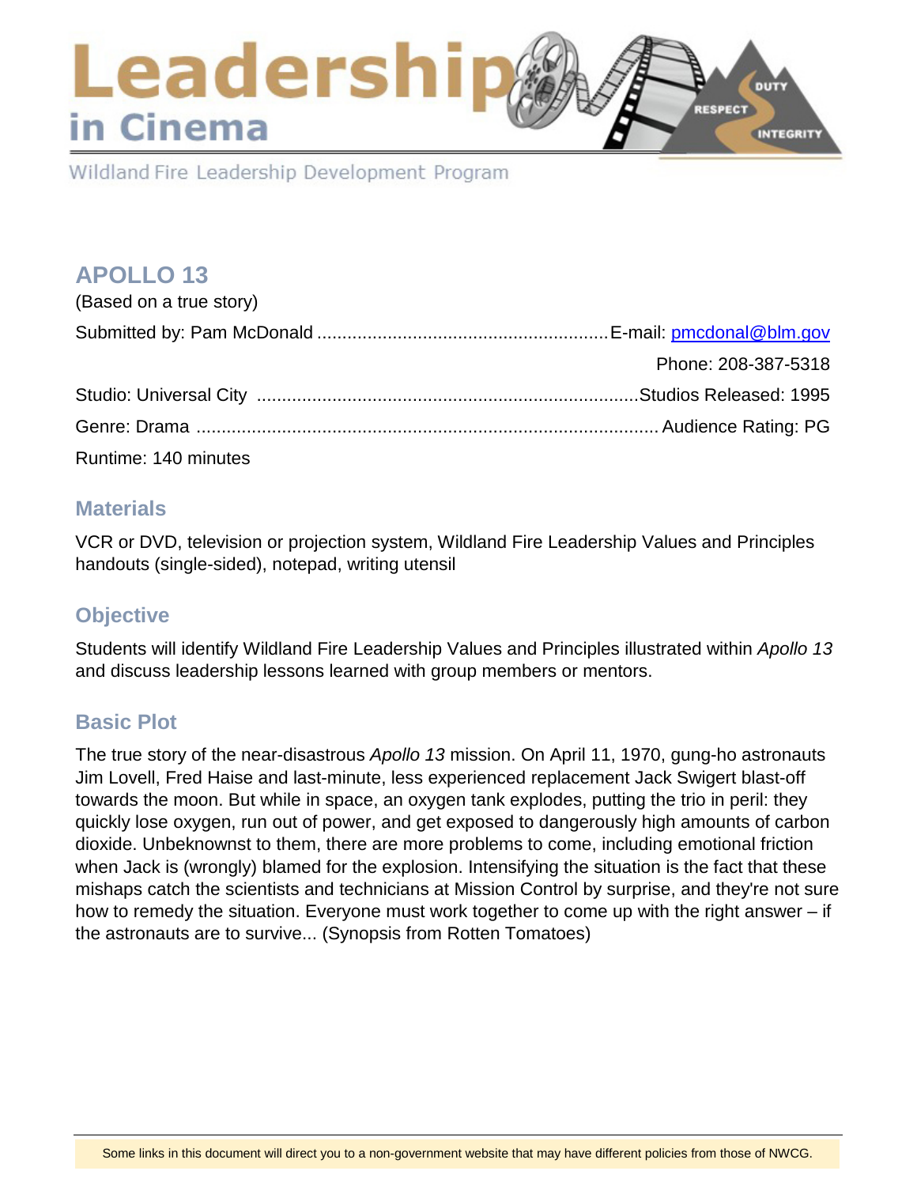# Leadership in Cinema

Wildland Fire Leadership Development Program

## APOLLO 13

(Based on a true story)

Submitted by: Pam McDonald .......................................................... E-mail: pmcdonal@blm.gov

Phone: 208-387-5318

Studio: Universal City Studios .......................................................... Released: 1995

Genre: Drama .......................................................... Audience Rating: PG

Runtime: 140 minutes

### Materials

VCR or DVD, television or projection system, Wildland Fire Leadership Values and Principles handouts (single-sided), notepad, writing utensil

### Objective

Students will identify Wildland Fire Leadership Values and Principles illustrated within *Apollo 13* and discuss leadership lessons learned with group members or mentors.

### Basic Plot

The true story of the near-disastrous *Apollo 13* mission. On April 11, 1970, gung-ho astronauts Jim Lovell, Fred Haise and last-minute, less experienced replacement Jack Swigert blast-off towards the moon. But while in space, an oxygen tank explodes, putting the trio in peril: they quickly lose oxygen, run out of power, and get exposed to dangerously high amounts of carbon dioxide. Unbeknownst to them, there are more problems to come, including emotional friction when Jack is (wrongly) blamed for the explosion. Intensifying the situation is the fact that these mishaps catch the scientists and technicians at Mission Control by surprise, and they're not sure how to remedy the situation. Everyone must work together to come up with the right answer – if the astronauts are to survive... (Synopsis from Rotten Tomatoes)

Some links in this document will direct you to a non-government website that may have different policies from those of NWCG.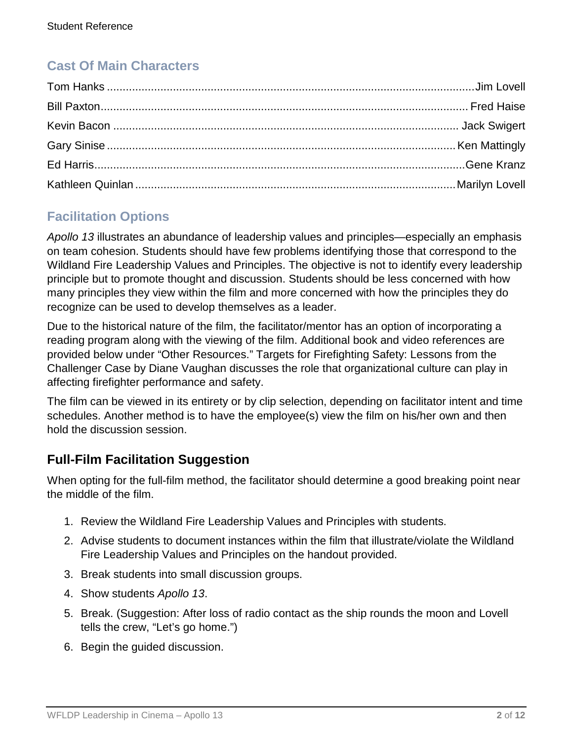## Cast Of Main Characters

| Actor | Character |
|---|---|
| Tom Hanks | Jim Lovell |
| Bill Paxton | Fred Haise |
| Kevin Bacon | Jack Swigert |
| Gary Sinise | Ken Mattingly |
| Ed Harris | Gene Kranz |
| Kathleen Quinlan | Marilyn Lovell |

## Facilitation Options

*Apollo 13* illustrates an abundance of leadership values and principles—especially an emphasis on team cohesion. Students should have few problems identifying those that correspond to the Wildland Fire Leadership Values and Principles. The objective is not to identify every leadership principle but to promote thought and discussion. Students should be less concerned with how many principles they view within the film and more concerned with how the principles they do recognize can be used to develop themselves as a leader.

Due to the historical nature of the film, the facilitator/mentor has an option of incorporating a reading program along with the viewing of the film. Additional book and video references are provided below under "Other Resources." Targets for Firefighting Safety: Lessons from the Challenger Case by Diane Vaughan discusses the role that organizational culture can play in affecting firefighter performance and safety.

The film can be viewed in its entirety or by clip selection, depending on facilitator intent and time schedules. Another method is to have the employee(s) view the film on his/her own and then hold the discussion session.

### Full-Film Facilitation Suggestion

When opting for the full-film method, the facilitator should determine a good breaking point near the middle of the film.

1. Review the Wildland Fire Leadership Values and Principles with students.
2. Advise students to document instances within the film that illustrate/violate the Wildland Fire Leadership Values and Principles on the handout provided.
3. Break students into small discussion groups.
4. Show students *Apollo 13*.
5. Break. (Suggestion: After loss of radio contact as the ship rounds the moon and Lovell tells the crew, "Let's go home.")
6. Begin the guided discussion.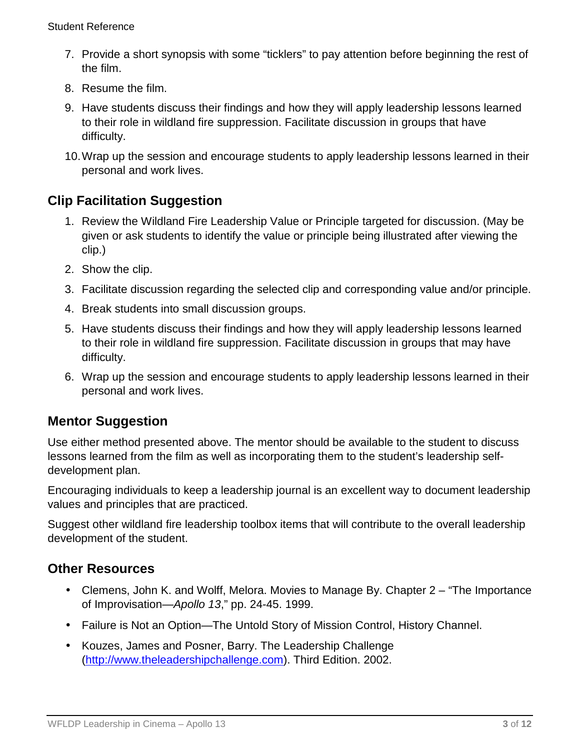7. Provide a short synopsis with some "ticklers" to pay attention before beginning the rest of the film.
8. Resume the film.
9. Have students discuss their findings and how they will apply leadership lessons learned to their role in wildland fire suppression. Facilitate discussion in groups that have difficulty.
10. Wrap up the session and encourage students to apply leadership lessons learned in their personal and work lives.

## Clip Facilitation Suggestion

1. Review the Wildland Fire Leadership Value or Principle targeted for discussion. (May be given or ask students to identify the value or principle being illustrated after viewing the clip.)
2. Show the clip.
3. Facilitate discussion regarding the selected clip and corresponding value and/or principle.
4. Break students into small discussion groups.
5. Have students discuss their findings and how they will apply leadership lessons learned to their role in wildland fire suppression. Facilitate discussion in groups that may have difficulty.
6. Wrap up the session and encourage students to apply leadership lessons learned in their personal and work lives.

## Mentor Suggestion

Use either method presented above. The mentor should be available to the student to discuss lessons learned from the film as well as incorporating them to the student's leadership self-development plan.

Encouraging individuals to keep a leadership journal is an excellent way to document leadership values and principles that are practiced.

Suggest other wildland fire leadership toolbox items that will contribute to the overall leadership development of the student.

## Other Resources

- Clemens, John K. and Wolff, Melora. Movies to Manage By. Chapter 2 – "The Importance of Improvisation—*Apollo 13*," pp. 24-45. 1999.
- Failure is Not an Option—The Untold Story of Mission Control, History Channel.
- Kouzes, James and Posner, Barry. The Leadership Challenge (http://www.theleadershipchallenge.com). Third Edition. 2002.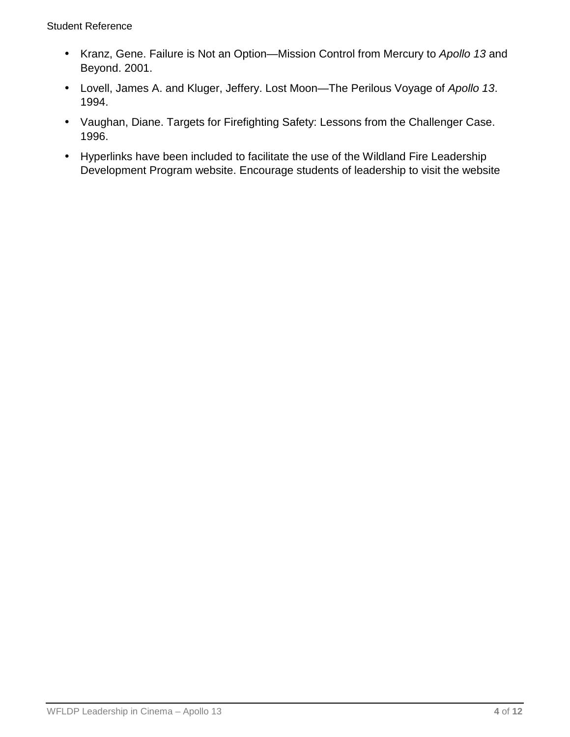- Kranz, Gene. Failure is Not an Option—Mission Control from Mercury to *Apollo 13* and Beyond. 2001.
- Lovell, James A. and Kluger, Jeffery. Lost Moon—The Perilous Voyage of *Apollo 13*. 1994.
- Vaughan, Diane. Targets for Firefighting Safety: Lessons from the Challenger Case. 1996.
- Hyperlinks have been included to facilitate the use of the Wildland Fire Leadership Development Program website. Encourage students of leadership to visit the website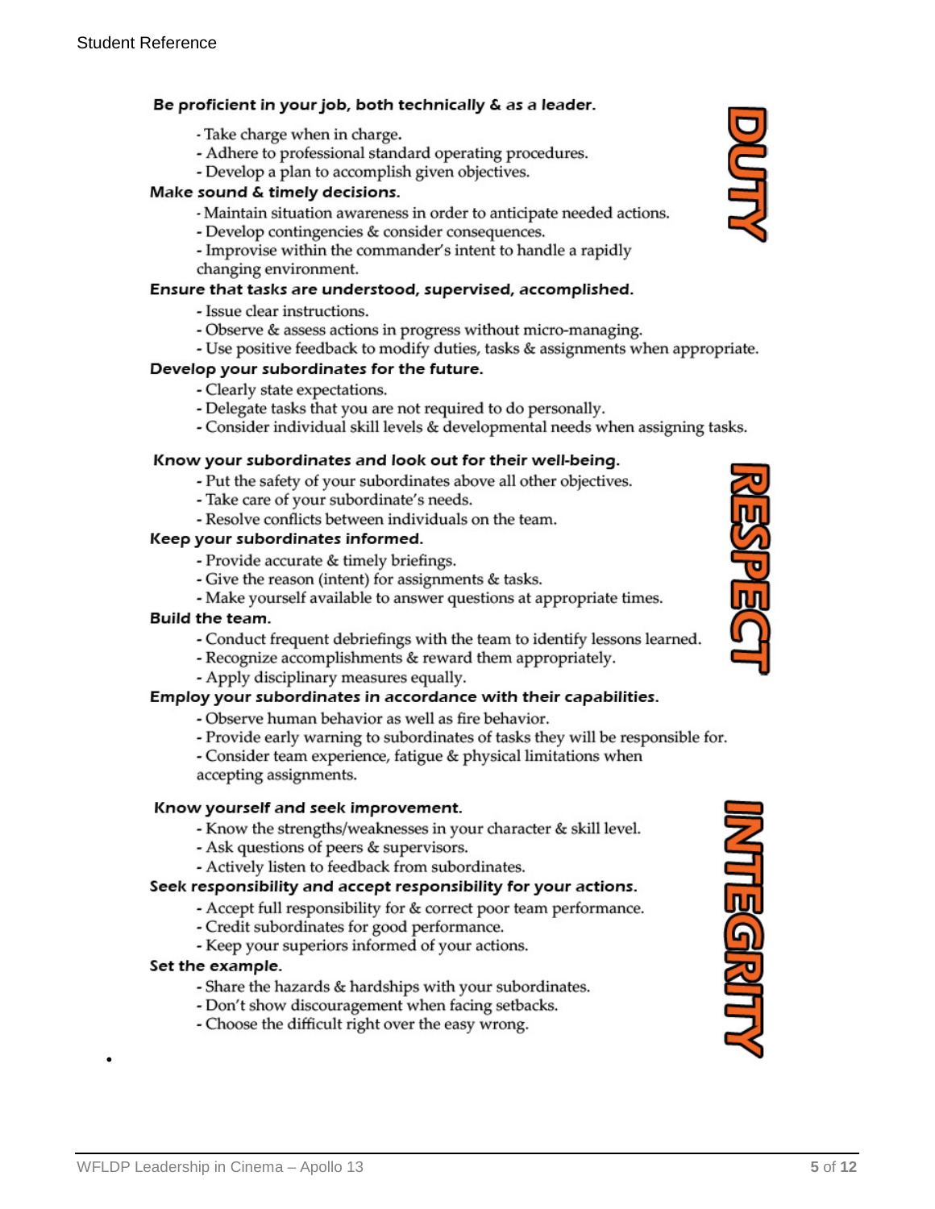## DUTY

**Be proficient in your job, both technically & as a leader.**

- Take charge when in charge.
- Adhere to professional standard operating procedures.
- Develop a plan to accomplish given objectives.

**Make sound & timely decisions.**

- Maintain situation awareness in order to anticipate needed actions.
- Develop contingencies & consider consequences.
- Improvise within the commander's intent to handle a rapidly changing environment.

**Ensure that tasks are understood, supervised, accomplished.**

- Issue clear instructions.
- Observe & assess actions in progress without micro-managing.
- Use positive feedback to modify duties, tasks & assignments when appropriate.

**Develop your subordinates for the future.**

- Clearly state expectations.
- Delegate tasks that you are not required to do personally.
- Consider individual skill levels & developmental needs when assigning tasks.

## RESPECT

**Know your subordinates and look out for their well-being.**

- Put the safety of your subordinates above all other objectives.
- Take care of your subordinate's needs.
- Resolve conflicts between individuals on the team.

**Keep your subordinates informed.**

- Provide accurate & timely briefings.
- Give the reason (intent) for assignments & tasks.
- Make yourself available to answer questions at appropriate times.

**Build the team.**

- Conduct frequent debriefings with the team to identify lessons learned.
- Recognize accomplishments & reward them appropriately.
- Apply disciplinary measures equally.

**Employ your subordinates in accordance with their capabilities.**

- Observe human behavior as well as fire behavior.
- Provide early warning to subordinates of tasks they will be responsible for.
- Consider team experience, fatigue & physical limitations when accepting assignments.

## INTEGRITY

**Know yourself and seek improvement.**

- Know the strengths/weaknesses in your character & skill level.
- Ask questions of peers & supervisors.
- Actively listen to feedback from subordinates.

**Seek responsibility and accept responsibility for your actions.**

- Accept full responsibility for & correct poor team performance.
- Credit subordinates for good performance.
- Keep your superiors informed of your actions.

**Set the example.**

- Share the hazards & hardships with your subordinates.
- Don't show discouragement when facing setbacks.
- Choose the difficult right over the easy wrong.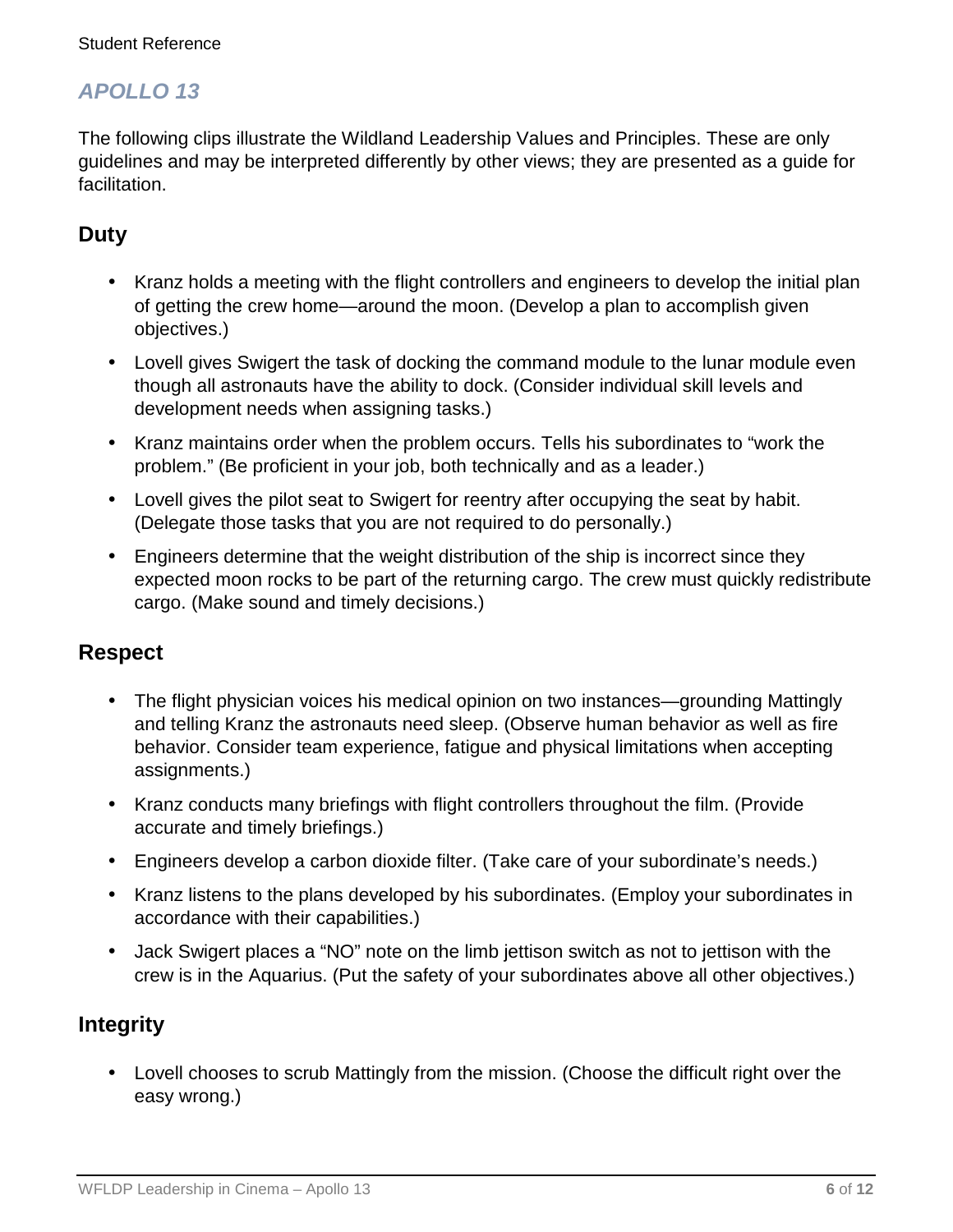## *APOLLO 13*

The following clips illustrate the Wildland Leadership Values and Principles. These are only guidelines and may be interpreted differently by other views; they are presented as a guide for facilitation.

### Duty

- Kranz holds a meeting with the flight controllers and engineers to develop the initial plan of getting the crew home—around the moon. (Develop a plan to accomplish given objectives.)
- Lovell gives Swigert the task of docking the command module to the lunar module even though all astronauts have the ability to dock. (Consider individual skill levels and development needs when assigning tasks.)
- Kranz maintains order when the problem occurs. Tells his subordinates to "work the problem." (Be proficient in your job, both technically and as a leader.)
- Lovell gives the pilot seat to Swigert for reentry after occupying the seat by habit. (Delegate those tasks that you are not required to do personally.)
- Engineers determine that the weight distribution of the ship is incorrect since they expected moon rocks to be part of the returning cargo. The crew must quickly redistribute cargo. (Make sound and timely decisions.)

### Respect

- The flight physician voices his medical opinion on two instances—grounding Mattingly and telling Kranz the astronauts need sleep. (Observe human behavior as well as fire behavior. Consider team experience, fatigue and physical limitations when accepting assignments.)
- Kranz conducts many briefings with flight controllers throughout the film. (Provide accurate and timely briefings.)
- Engineers develop a carbon dioxide filter. (Take care of your subordinate's needs.)
- Kranz listens to the plans developed by his subordinates. (Employ your subordinates in accordance with their capabilities.)
- Jack Swigert places a "NO" note on the limb jettison switch as not to jettison with the crew is in the Aquarius. (Put the safety of your subordinates above all other objectives.)

### Integrity

- Lovell chooses to scrub Mattingly from the mission. (Choose the difficult right over the easy wrong.)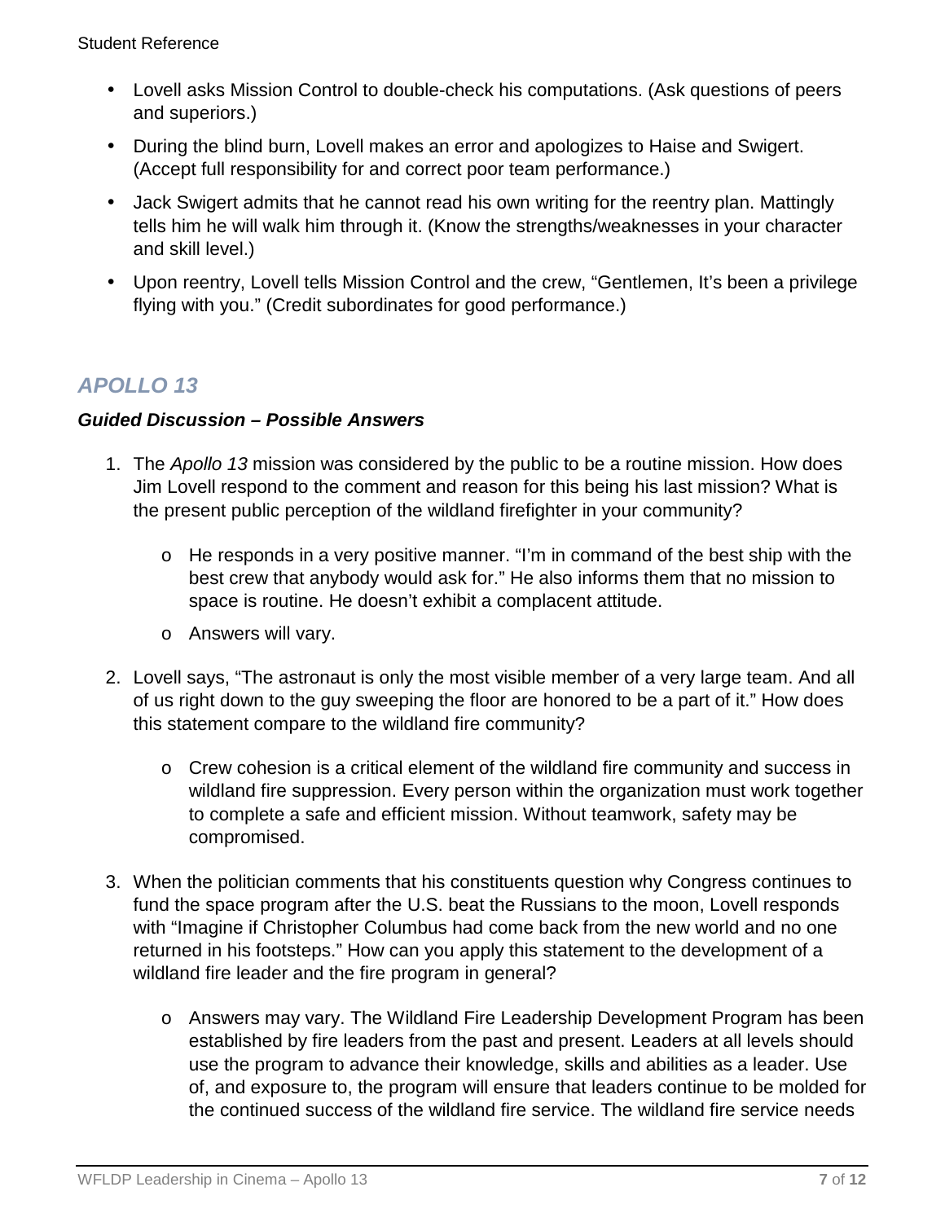- Lovell asks Mission Control to double-check his computations. (Ask questions of peers and superiors.)
- During the blind burn, Lovell makes an error and apologizes to Haise and Swigert. (Accept full responsibility for and correct poor team performance.)
- Jack Swigert admits that he cannot read his own writing for the reentry plan. Mattingly tells him he will walk him through it. (Know the strengths/weaknesses in your character and skill level.)
- Upon reentry, Lovell tells Mission Control and the crew, "Gentlemen, It's been a privilege flying with you." (Credit subordinates for good performance.)

## *APOLLO 13*

### *Guided Discussion – Possible Answers*

1. The *Apollo 13* mission was considered by the public to be a routine mission. How does Jim Lovell respond to the comment and reason for this being his last mission? What is the present public perception of the wildland firefighter in your community?
   - He responds in a very positive manner. "I'm in command of the best ship with the best crew that anybody would ask for." He also informs them that no mission to space is routine. He doesn't exhibit a complacent attitude.
   - Answers will vary.
2. Lovell says, "The astronaut is only the most visible member of a very large team. And all of us right down to the guy sweeping the floor are honored to be a part of it." How does this statement compare to the wildland fire community?
   - Crew cohesion is a critical element of the wildland fire community and success in wildland fire suppression. Every person within the organization must work together to complete a safe and efficient mission. Without teamwork, safety may be compromised.
3. When the politician comments that his constituents question why Congress continues to fund the space program after the U.S. beat the Russians to the moon, Lovell responds with "Imagine if Christopher Columbus had come back from the new world and no one returned in his footsteps." How can you apply this statement to the development of a wildland fire leader and the fire program in general?
   - Answers may vary. The Wildland Fire Leadership Development Program has been established by fire leaders from the past and present. Leaders at all levels should use the program to advance their knowledge, skills and abilities as a leader. Use of, and exposure to, the program will ensure that leaders continue to be molded for the continued success of the wildland fire service. The wildland fire service needs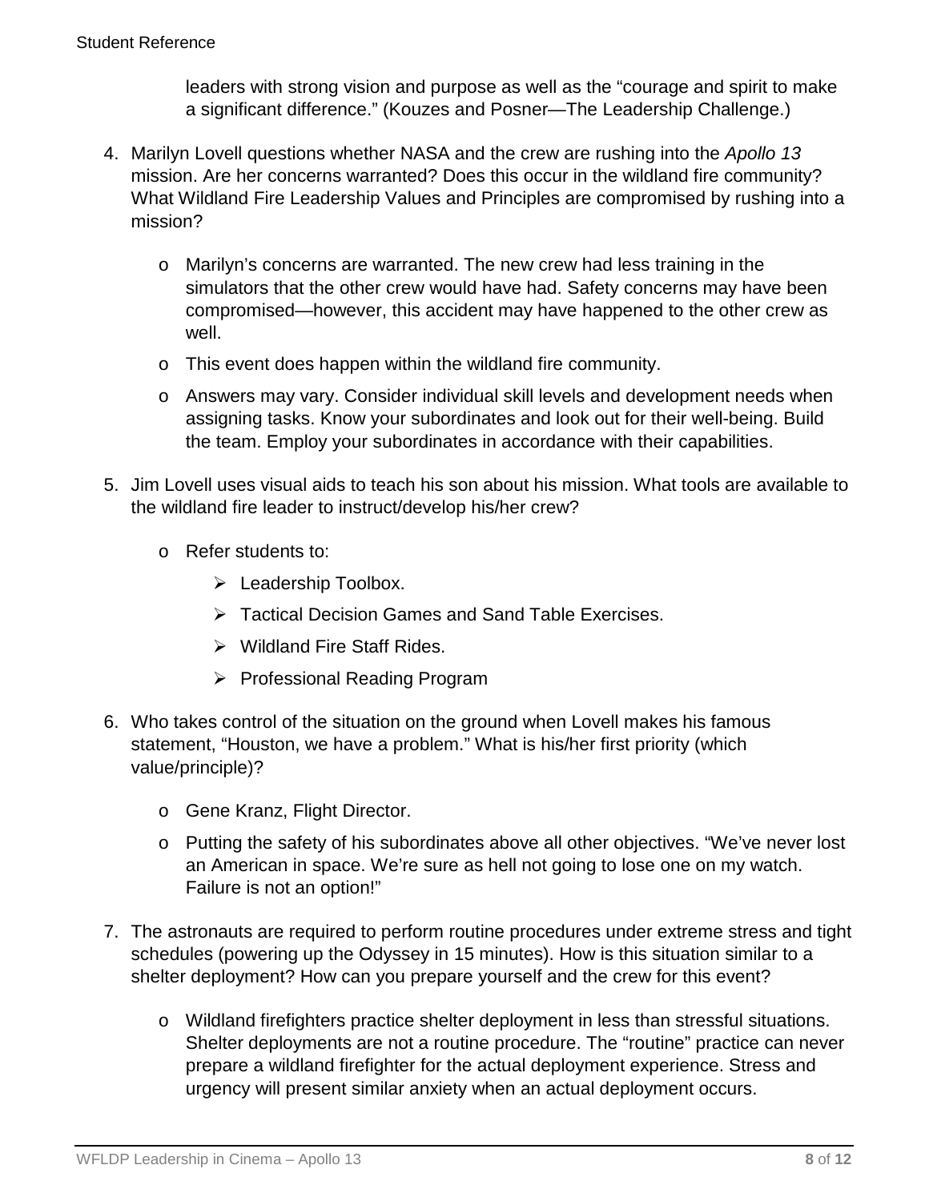leaders with strong vision and purpose as well as the "courage and spirit to make a significant difference." (Kouzes and Posner—The Leadership Challenge.)

4. Marilyn Lovell questions whether NASA and the crew are rushing into the *Apollo 13* mission. Are her concerns warranted? Does this occur in the wildland fire community? What Wildland Fire Leadership Values and Principles are compromised by rushing into a mission?

    - Marilyn's concerns are warranted. The new crew had less training in the simulators that the other crew would have had. Safety concerns may have been compromised—however, this accident may have happened to the other crew as well.
    - This event does happen within the wildland fire community.
    - Answers may vary. Consider individual skill levels and development needs when assigning tasks. Know your subordinates and look out for their well-being. Build the team. Employ your subordinates in accordance with their capabilities.

5. Jim Lovell uses visual aids to teach his son about his mission. What tools are available to the wildland fire leader to instruct/develop his/her crew?

    - Refer students to:
        - Leadership Toolbox.
        - Tactical Decision Games and Sand Table Exercises.
        - Wildland Fire Staff Rides.
        - Professional Reading Program

6. Who takes control of the situation on the ground when Lovell makes his famous statement, "Houston, we have a problem." What is his/her first priority (which value/principle)?

    - Gene Kranz, Flight Director.
    - Putting the safety of his subordinates above all other objectives. "We've never lost an American in space. We're sure as hell not going to lose one on my watch. Failure is not an option!"

7. The astronauts are required to perform routine procedures under extreme stress and tight schedules (powering up the Odyssey in 15 minutes). How is this situation similar to a shelter deployment? How can you prepare yourself and the crew for this event?

    - Wildland firefighters practice shelter deployment in less than stressful situations. Shelter deployments are not a routine procedure. The "routine" practice can never prepare a wildland firefighter for the actual deployment experience. Stress and urgency will present similar anxiety when an actual deployment occurs.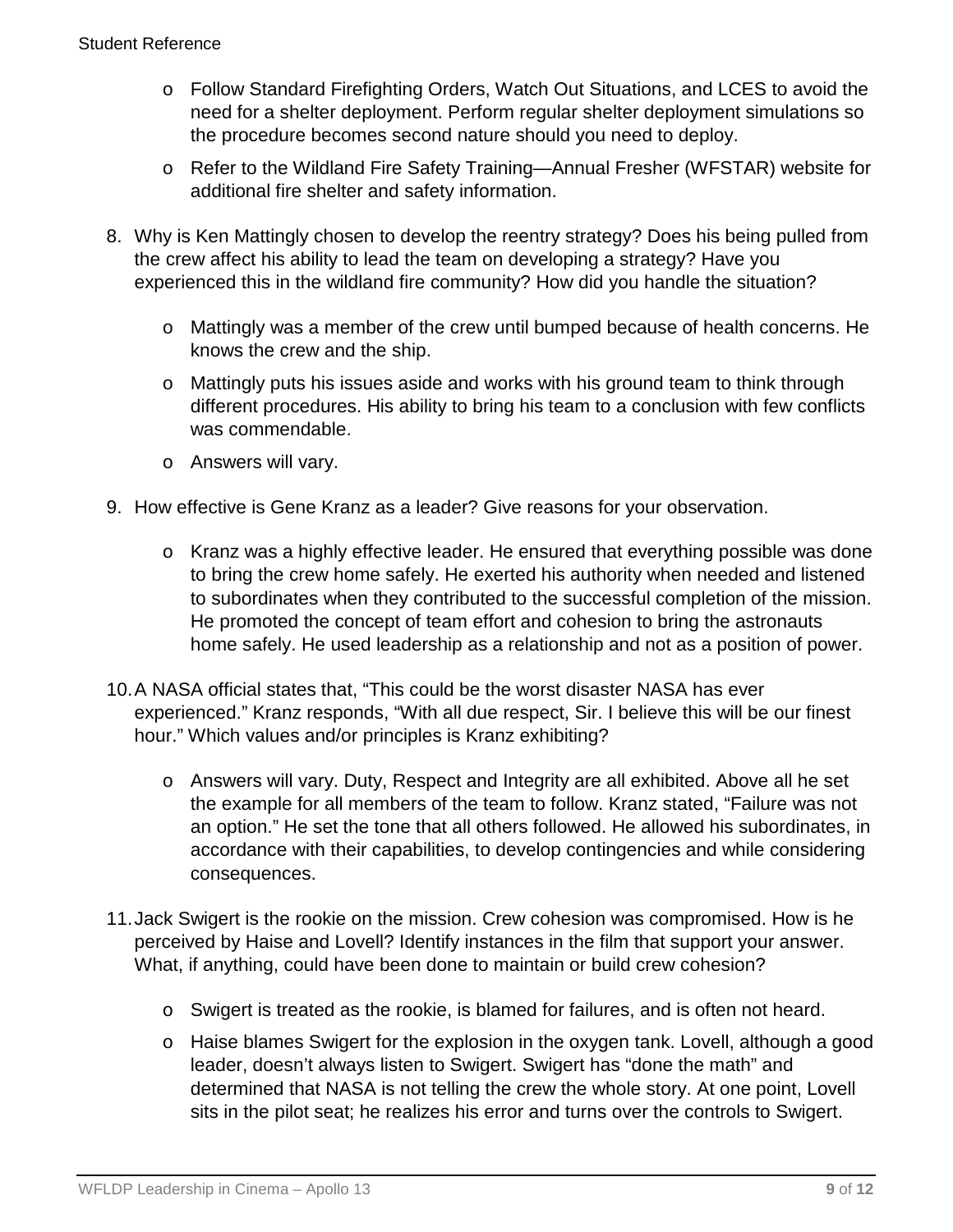- Follow Standard Firefighting Orders, Watch Out Situations, and LCES to avoid the need for a shelter deployment. Perform regular shelter deployment simulations so the procedure becomes second nature should you need to deploy.
- Refer to the Wildland Fire Safety Training—Annual Fresher (WFSTAR) website for additional fire shelter and safety information.

8. Why is Ken Mattingly chosen to develop the reentry strategy? Does his being pulled from the crew affect his ability to lead the team on developing a strategy? Have you experienced this in the wildland fire community? How did you handle the situation?
   - Mattingly was a member of the crew until bumped because of health concerns. He knows the crew and the ship.
   - Mattingly puts his issues aside and works with his ground team to think through different procedures. His ability to bring his team to a conclusion with few conflicts was commendable.
   - Answers will vary.

9. How effective is Gene Kranz as a leader? Give reasons for your observation.
   - Kranz was a highly effective leader. He ensured that everything possible was done to bring the crew home safely. He exerted his authority when needed and listened to subordinates when they contributed to the successful completion of the mission. He promoted the concept of team effort and cohesion to bring the astronauts home safely. He used leadership as a relationship and not as a position of power.

10. A NASA official states that, "This could be the worst disaster NASA has ever experienced." Kranz responds, "With all due respect, Sir. I believe this will be our finest hour." Which values and/or principles is Kranz exhibiting?
    - Answers will vary. Duty, Respect and Integrity are all exhibited. Above all he set the example for all members of the team to follow. Kranz stated, "Failure was not an option." He set the tone that all others followed. He allowed his subordinates, in accordance with their capabilities, to develop contingencies and while considering consequences.

11. Jack Swigert is the rookie on the mission. Crew cohesion was compromised. How is he perceived by Haise and Lovell? Identify instances in the film that support your answer. What, if anything, could have been done to maintain or build crew cohesion?
    - Swigert is treated as the rookie, is blamed for failures, and is often not heard.
    - Haise blames Swigert for the explosion in the oxygen tank. Lovell, although a good leader, doesn't always listen to Swigert. Swigert has "done the math" and determined that NASA is not telling the crew the whole story. At one point, Lovell sits in the pilot seat; he realizes his error and turns over the controls to Swigert.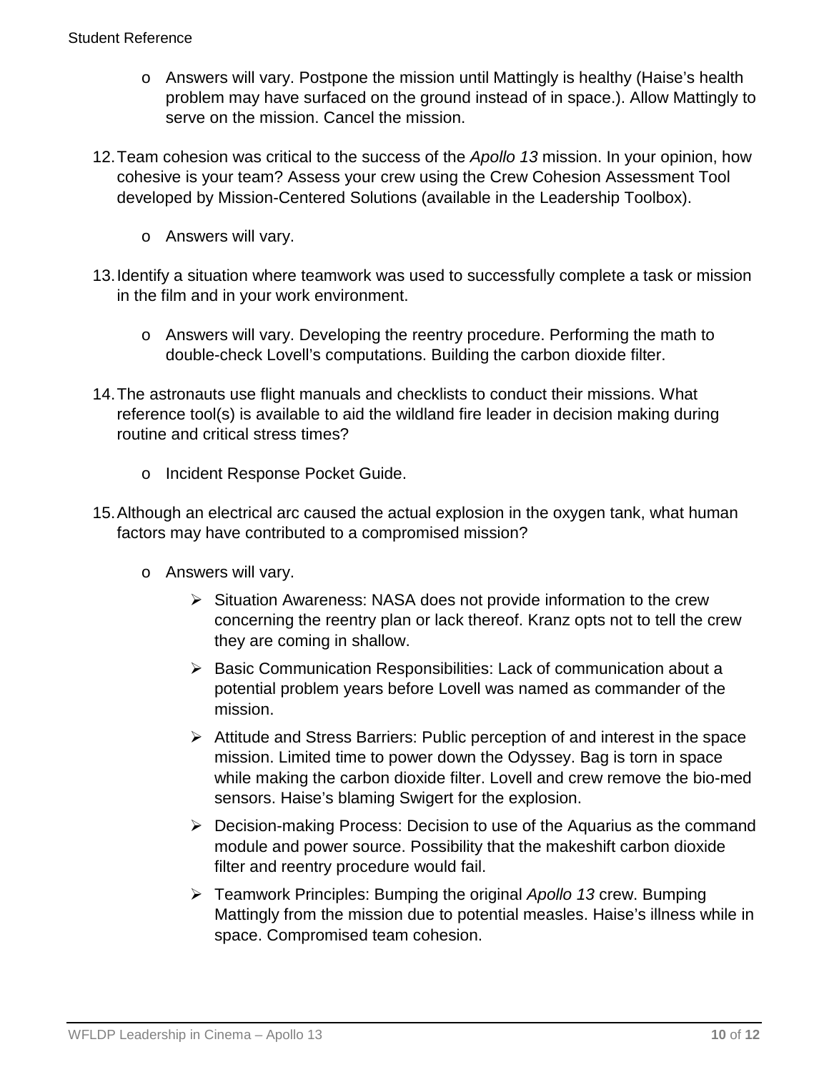- Answers will vary. Postpone the mission until Mattingly is healthy (Haise's health problem may have surfaced on the ground instead of in space.). Allow Mattingly to serve on the mission. Cancel the mission.

12. Team cohesion was critical to the success of the *Apollo 13* mission. In your opinion, how cohesive is your team? Assess your crew using the Crew Cohesion Assessment Tool developed by Mission-Centered Solutions (available in the Leadership Toolbox).

    - Answers will vary.

13. Identify a situation where teamwork was used to successfully complete a task or mission in the film and in your work environment.

    - Answers will vary. Developing the reentry procedure. Performing the math to double-check Lovell's computations. Building the carbon dioxide filter.

14. The astronauts use flight manuals and checklists to conduct their missions. What reference tool(s) is available to aid the wildland fire leader in decision making during routine and critical stress times?

    - Incident Response Pocket Guide.

15. Although an electrical arc caused the actual explosion in the oxygen tank, what human factors may have contributed to a compromised mission?

    - Answers will vary.
        - Situation Awareness: NASA does not provide information to the crew concerning the reentry plan or lack thereof. Kranz opts not to tell the crew they are coming in shallow.
        - Basic Communication Responsibilities: Lack of communication about a potential problem years before Lovell was named as commander of the mission.
        - Attitude and Stress Barriers: Public perception of and interest in the space mission. Limited time to power down the Odyssey. Bag is torn in space while making the carbon dioxide filter. Lovell and crew remove the bio-med sensors. Haise's blaming Swigert for the explosion.
        - Decision-making Process: Decision to use of the Aquarius as the command module and power source. Possibility that the makeshift carbon dioxide filter and reentry procedure would fail.
        - Teamwork Principles: Bumping the original *Apollo 13* crew. Bumping Mattingly from the mission due to potential measles. Haise's illness while in space. Compromised team cohesion.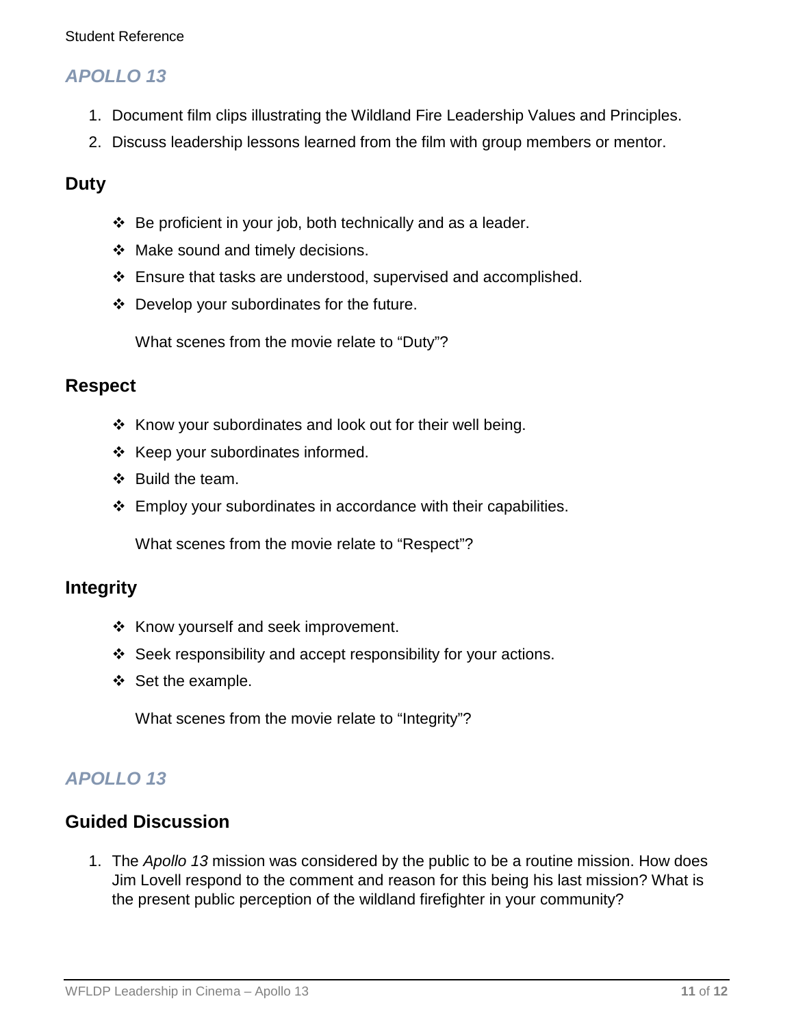## *APOLLO 13*

1. Document film clips illustrating the Wildland Fire Leadership Values and Principles.
2. Discuss leadership lessons learned from the film with group members or mentor.

### Duty

- Be proficient in your job, both technically and as a leader.
- Make sound and timely decisions.
- Ensure that tasks are understood, supervised and accomplished.
- Develop your subordinates for the future.

What scenes from the movie relate to "Duty"?

### Respect

- Know your subordinates and look out for their well being.
- Keep your subordinates informed.
- Build the team.
- Employ your subordinates in accordance with their capabilities.

What scenes from the movie relate to "Respect"?

### Integrity

- Know yourself and seek improvement.
- Seek responsibility and accept responsibility for your actions.
- Set the example.

What scenes from the movie relate to "Integrity"?

## *APOLLO 13*

### Guided Discussion

1. The *Apollo 13* mission was considered by the public to be a routine mission. How does Jim Lovell respond to the comment and reason for this being his last mission? What is the present public perception of the wildland firefighter in your community?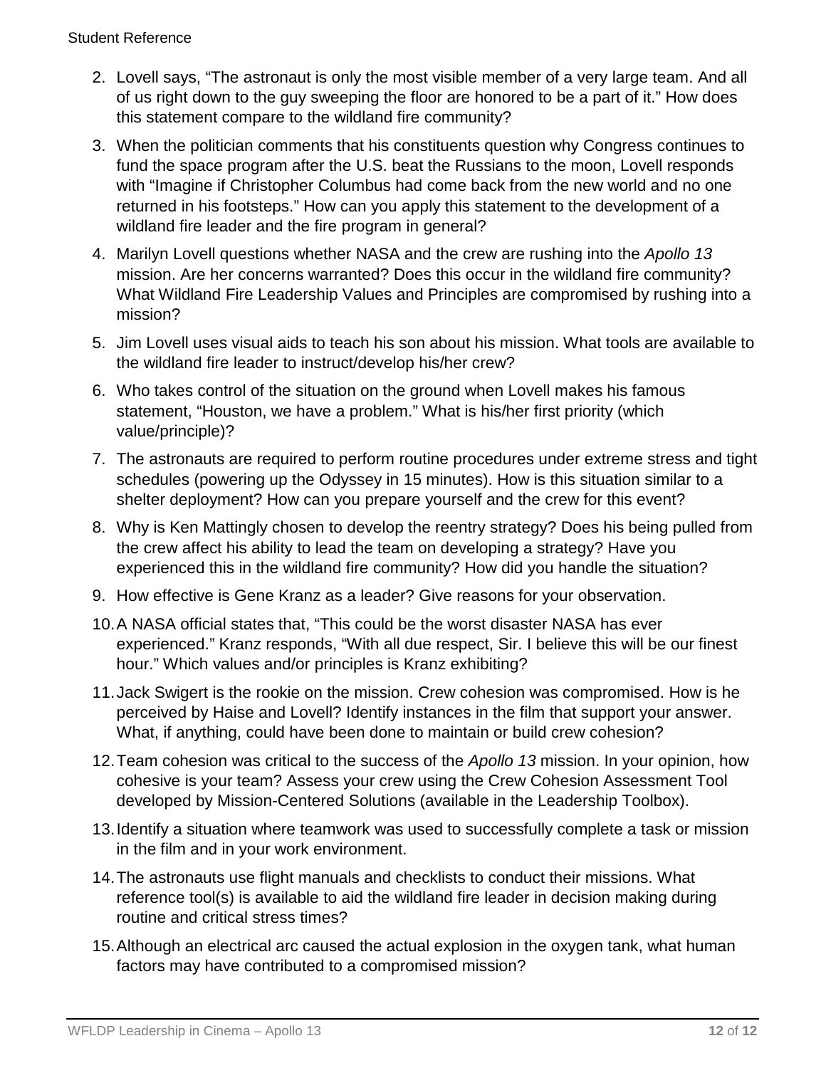2. Lovell says, "The astronaut is only the most visible member of a very large team. And all of us right down to the guy sweeping the floor are honored to be a part of it." How does this statement compare to the wildland fire community?
3. When the politician comments that his constituents question why Congress continues to fund the space program after the U.S. beat the Russians to the moon, Lovell responds with "Imagine if Christopher Columbus had come back from the new world and no one returned in his footsteps." How can you apply this statement to the development of a wildland fire leader and the fire program in general?
4. Marilyn Lovell questions whether NASA and the crew are rushing into the *Apollo 13* mission. Are her concerns warranted? Does this occur in the wildland fire community? What Wildland Fire Leadership Values and Principles are compromised by rushing into a mission?
5. Jim Lovell uses visual aids to teach his son about his mission. What tools are available to the wildland fire leader to instruct/develop his/her crew?
6. Who takes control of the situation on the ground when Lovell makes his famous statement, "Houston, we have a problem." What is his/her first priority (which value/principle)?
7. The astronauts are required to perform routine procedures under extreme stress and tight schedules (powering up the Odyssey in 15 minutes). How is this situation similar to a shelter deployment? How can you prepare yourself and the crew for this event?
8. Why is Ken Mattingly chosen to develop the reentry strategy? Does his being pulled from the crew affect his ability to lead the team on developing a strategy? Have you experienced this in the wildland fire community? How did you handle the situation?
9. How effective is Gene Kranz as a leader? Give reasons for your observation.
10. A NASA official states that, "This could be the worst disaster NASA has ever experienced." Kranz responds, "With all due respect, Sir. I believe this will be our finest hour." Which values and/or principles is Kranz exhibiting?
11. Jack Swigert is the rookie on the mission. Crew cohesion was compromised. How is he perceived by Haise and Lovell? Identify instances in the film that support your answer. What, if anything, could have been done to maintain or build crew cohesion?
12. Team cohesion was critical to the success of the *Apollo 13* mission. In your opinion, how cohesive is your team? Assess your crew using the Crew Cohesion Assessment Tool developed by Mission-Centered Solutions (available in the Leadership Toolbox).
13. Identify a situation where teamwork was used to successfully complete a task or mission in the film and in your work environment.
14. The astronauts use flight manuals and checklists to conduct their missions. What reference tool(s) is available to aid the wildland fire leader in decision making during routine and critical stress times?
15. Although an electrical arc caused the actual explosion in the oxygen tank, what human factors may have contributed to a compromised mission?